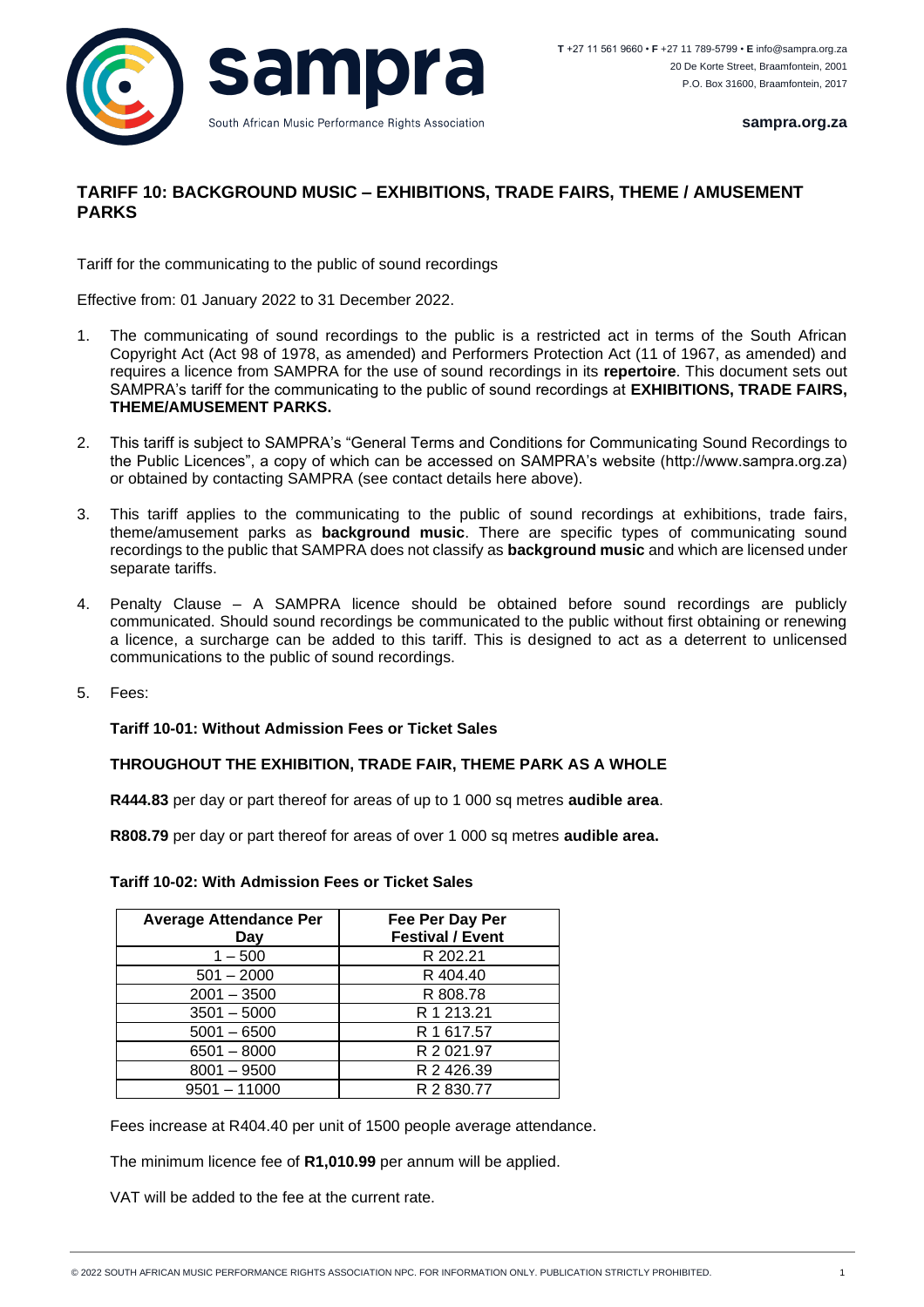**T** +27 11 561 9660 • **F** +27 11 789-5799 • **E** info@sampra.org.za
20 De Korte Street, Braamfontein, 2001
P.O. Box 31600, Braamfontein, 2017

**sampra.org.za**

sampra
South African Music Performance Rights Association

# TARIFF 10: BACKGROUND MUSIC – EXHIBITIONS, TRADE FAIRS, THEME / AMUSEMENT PARKS

Tariff for the communicating to the public of sound recordings

Effective from: 01 January 2022 to 31 December 2022.

1. The communicating of sound recordings to the public is a restricted act in terms of the South African Copyright Act (Act 98 of 1978, as amended) and Performers Protection Act (11 of 1967, as amended) and requires a licence from SAMPRA for the use of sound recordings in its **repertoire**. This document sets out SAMPRA's tariff for the communicating to the public of sound recordings at **EXHIBITIONS, TRADE FAIRS, THEME/AMUSEMENT PARKS.**

2. This tariff is subject to SAMPRA's "General Terms and Conditions for Communicating Sound Recordings to the Public Licences", a copy of which can be accessed on SAMPRA's website (http://www.sampra.org.za) or obtained by contacting SAMPRA (see contact details here above).

3. This tariff applies to the communicating to the public of sound recordings at exhibitions, trade fairs, theme/amusement parks as **background music**. There are specific types of communicating sound recordings to the public that SAMPRA does not classify as **background music** and which are licensed under separate tariffs.

4. Penalty Clause – A SAMPRA licence should be obtained before sound recordings are publicly communicated. Should sound recordings be communicated to the public without first obtaining or renewing a licence, a surcharge can be added to this tariff. This is designed to act as a deterrent to unlicensed communications to the public of sound recordings.

5. Fees:

   **Tariff 10-01: Without Admission Fees or Ticket Sales**

   **THROUGHOUT THE EXHIBITION, TRADE FAIR, THEME PARK AS A WHOLE**

   **R444.83** per day or part thereof for areas of up to 1 000 sq metres **audible area**.

   **R808.79** per day or part thereof for areas of over 1 000 sq metres **audible area.**

   **Tariff 10-02: With Admission Fees or Ticket Sales**

| Average Attendance Per Day | Fee Per Day Per Festival / Event |
|---|---|
| 1 – 500 | R 202.21 |
| 501 – 2000 | R 404.40 |
| 2001 – 3500 | R 808.78 |
| 3501 – 5000 | R 1 213.21 |
| 5001 – 6500 | R 1 617.57 |
| 6501 – 8000 | R 2 021.97 |
| 8001 – 9500 | R 2 426.39 |
| 9501 – 11000 | R 2 830.77 |

   Fees increase at R404.40 per unit of 1500 people average attendance.

   The minimum licence fee of **R1,010.99** per annum will be applied.

   VAT will be added to the fee at the current rate.

© 2022 SOUTH AFRICAN MUSIC PERFORMANCE RIGHTS ASSOCIATION NPC. FOR INFORMATION ONLY. PUBLICATION STRICTLY PROHIBITED.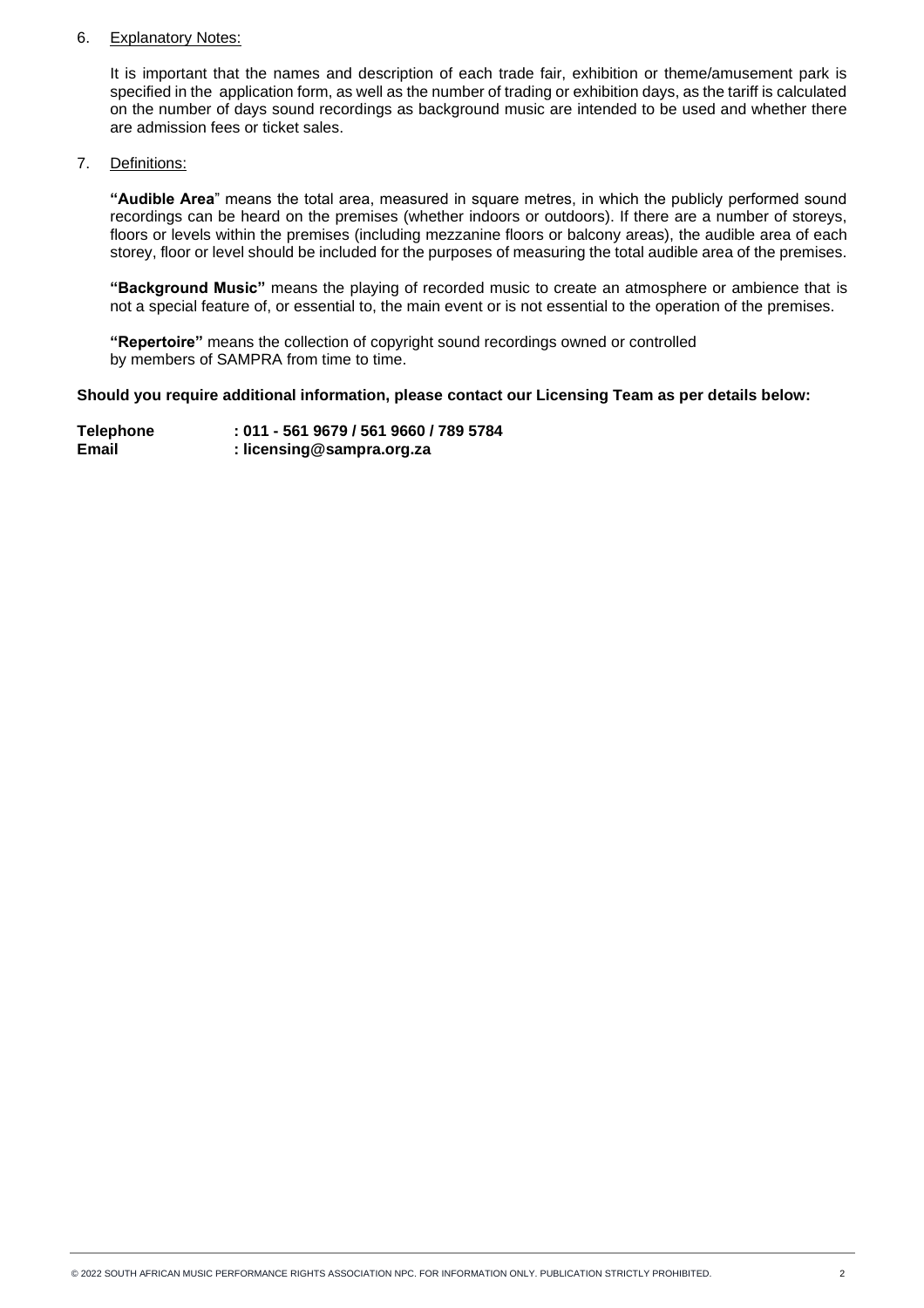6. Explanatory Notes:

   It is important that the names and description of each trade fair, exhibition or theme/amusement park is specified in the application form, as well as the number of trading or exhibition days, as the tariff is calculated on the number of days sound recordings as background music are intended to be used and whether there are admission fees or ticket sales.

7. Definitions:

   **"Audible Area"** means the total area, measured in square metres, in which the publicly performed sound recordings can be heard on the premises (whether indoors or outdoors). If there are a number of storeys, floors or levels within the premises (including mezzanine floors or balcony areas), the audible area of each storey, floor or level should be included for the purposes of measuring the total audible area of the premises.

   **"Background Music"** means the playing of recorded music to create an atmosphere or ambience that is not a special feature of, or essential to, the main event or is not essential to the operation of the premises.

   **"Repertoire"** means the collection of copyright sound recordings owned or controlled by members of SAMPRA from time to time.

**Should you require additional information, please contact our Licensing Team as per details below:**

**Telephone : 011 - 561 9679 / 561 9660 / 789 5784**
**Email : licensing@sampra.org.za**

© 2022 SOUTH AFRICAN MUSIC PERFORMANCE RIGHTS ASSOCIATION NPC. FOR INFORMATION ONLY. PUBLICATION STRICTLY PROHIBITED.